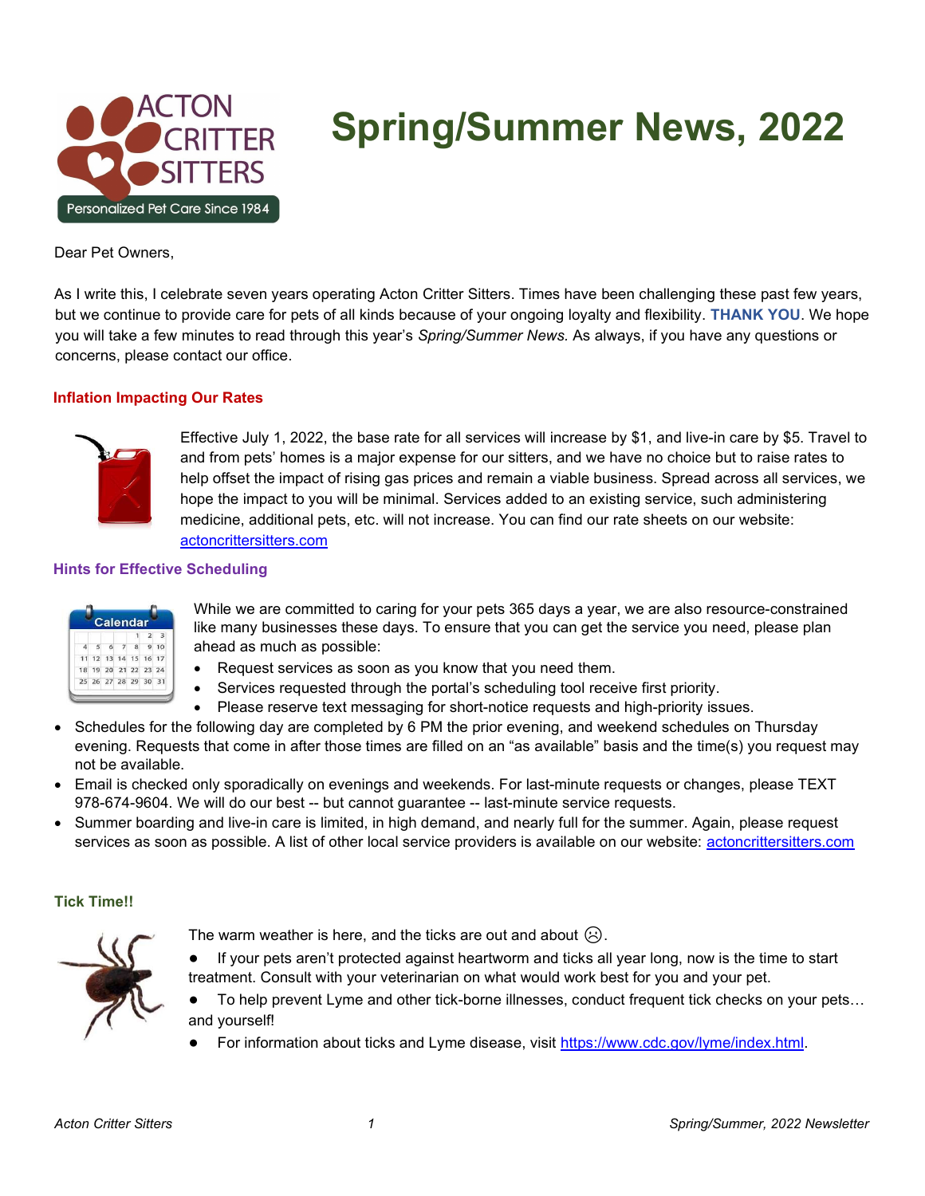ACTON CRITTER SITTERS

Personalized Pet Care Since 1984

# Spring/Summer News, 2022

Dear Pet Owners,

As I write this, I celebrate seven years operating Acton Critter Sitters. Times have been challenging these past few years, but we continue to provide care for pets of all kinds because of your ongoing loyalty and flexibility. **THANK YOU**. We hope you will take a few minutes to read through this year's *Spring/Summer News.* As always, if you have any questions or concerns, please contact our office.

## Inflation Impacting Our Rates

Effective July 1, 2022, the base rate for all services will increase by $1, and live-in care by $5. Travel to and from pets' homes is a major expense for our sitters, and we have no choice but to raise rates to help offset the impact of rising gas prices and remain a viable business. Spread across all services, we hope the impact to you will be minimal. Services added to an existing service, such administering medicine, additional pets, etc. will not increase. You can find our rate sheets on our website: [actoncrittersitters.com](actoncrittersitters.com)

## Hints for Effective Scheduling

While we are committed to caring for your pets 365 days a year, we are also resource-constrained like many businesses these days. To ensure that you can get the service you need, please plan ahead as much as possible:

- Request services as soon as you know that you need them.
- Services requested through the portal's scheduling tool receive first priority.
- Please reserve text messaging for short-notice requests and high-priority issues.
- Schedules for the following day are completed by 6 PM the prior evening, and weekend schedules on Thursday evening. Requests that come in after those times are filled on an "as available" basis and the time(s) you request may not be available.
- Email is checked only sporadically on evenings and weekends. For last-minute requests or changes, please TEXT 978-674-9604. We will do our best -- but cannot guarantee -- last-minute service requests.
- Summer boarding and live-in care is limited, in high demand, and nearly full for the summer. Again, please request services as soon as possible. A list of other local service providers is available on our website: [actoncrittersitters.com](actoncrittersitters.com)

## Tick Time!!

The warm weather is here, and the ticks are out and about ☹.

- If your pets aren't protected against heartworm and ticks all year long, now is the time to start treatment. Consult with your veterinarian on what would work best for you and your pet.
- To help prevent Lyme and other tick-borne illnesses, conduct frequent tick checks on your pets… and yourself!
- For information about ticks and Lyme disease, visit [https://www.cdc.gov/lyme/index.html](https://www.cdc.gov/lyme/index.html).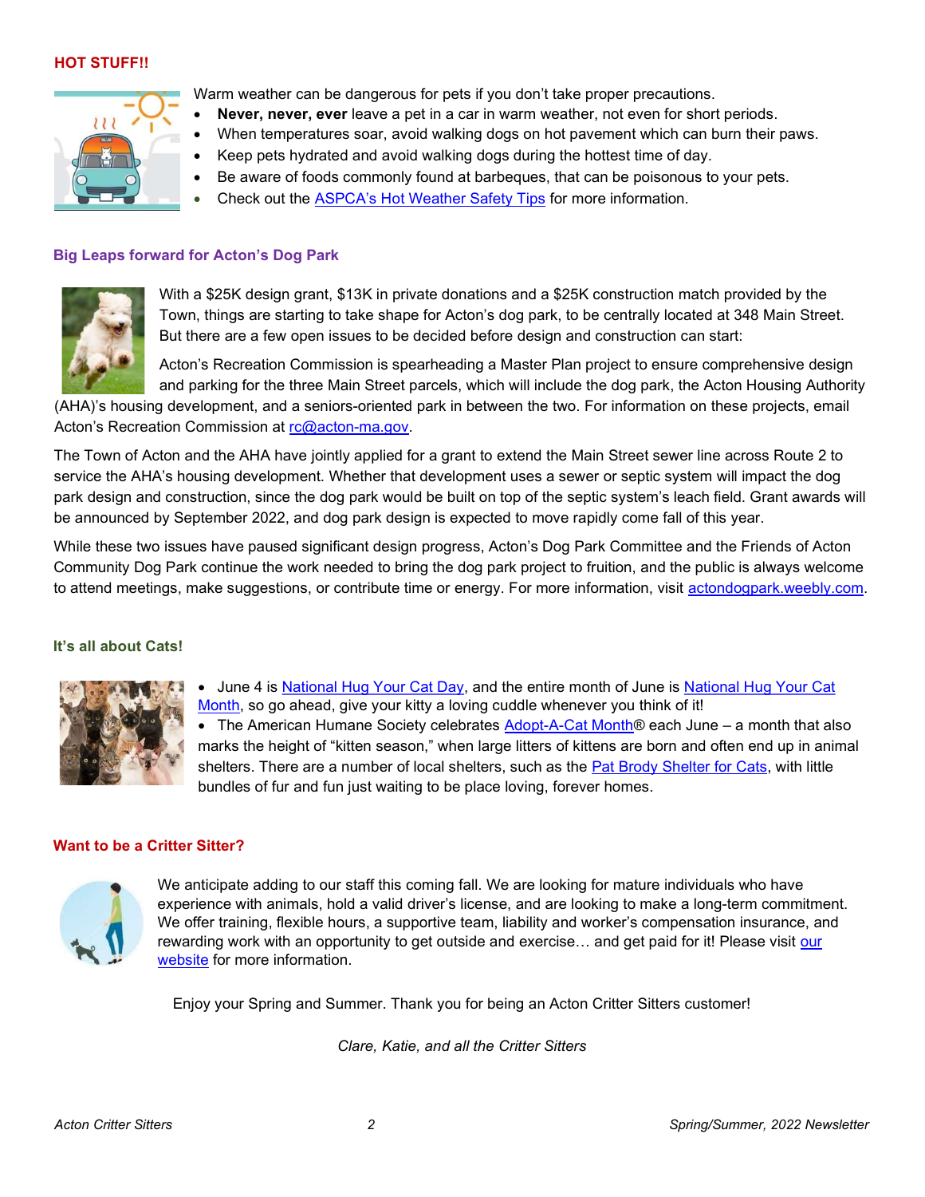## HOT STUFF!!

Warm weather can be dangerous for pets if you don't take proper precautions.

- **Never, never, ever** leave a pet in a car in warm weather, not even for short periods.
- When temperatures soar, avoid walking dogs on hot pavement which can burn their paws.
- Keep pets hydrated and avoid walking dogs during the hottest time of day.
- Be aware of foods commonly found at barbeques, that can be poisonous to your pets.
- Check out the ASPCA's Hot Weather Safety Tips for more information.

## Big Leaps forward for Acton's Dog Park

With a $25K design grant, $13K in private donations and a $25K construction match provided by the Town, things are starting to take shape for Acton's dog park, to be centrally located at 348 Main Street. But there are a few open issues to be decided before design and construction can start:

Acton's Recreation Commission is spearheading a Master Plan project to ensure comprehensive design and parking for the three Main Street parcels, which will include the dog park, the Acton Housing Authority (AHA)'s housing development, and a seniors-oriented park in between the two. For information on these projects, email Acton's Recreation Commission at rc@acton-ma.gov.

The Town of Acton and the AHA have jointly applied for a grant to extend the Main Street sewer line across Route 2 to service the AHA's housing development. Whether that development uses a sewer or septic system will impact the dog park design and construction, since the dog park would be built on top of the septic system's leach field. Grant awards will be announced by September 2022, and dog park design is expected to move rapidly come fall of this year.

While these two issues have paused significant design progress, Acton's Dog Park Committee and the Friends of Acton Community Dog Park continue the work needed to bring the dog park project to fruition, and the public is always welcome to attend meetings, make suggestions, or contribute time or energy. For more information, visit actondogpark.weebly.com.

## It's all about Cats!

- June 4 is National Hug Your Cat Day, and the entire month of June is National Hug Your Cat Month, so go ahead, give your kitty a loving cuddle whenever you think of it!
- The American Humane Society celebrates Adopt-A-Cat Month® each June – a month that also marks the height of "kitten season," when large litters of kittens are born and often end up in animal shelters. There are a number of local shelters, such as the Pat Brody Shelter for Cats, with little bundles of fur and fun just waiting to be place loving, forever homes.

## Want to be a Critter Sitter?

We anticipate adding to our staff this coming fall. We are looking for mature individuals who have experience with animals, hold a valid driver's license, and are looking to make a long-term commitment. We offer training, flexible hours, a supportive team, liability and worker's compensation insurance, and rewarding work with an opportunity to get outside and exercise… and get paid for it! Please visit our website for more information.

Enjoy your Spring and Summer. Thank you for being an Acton Critter Sitters customer!

*Clare, Katie, and all the Critter Sitters*